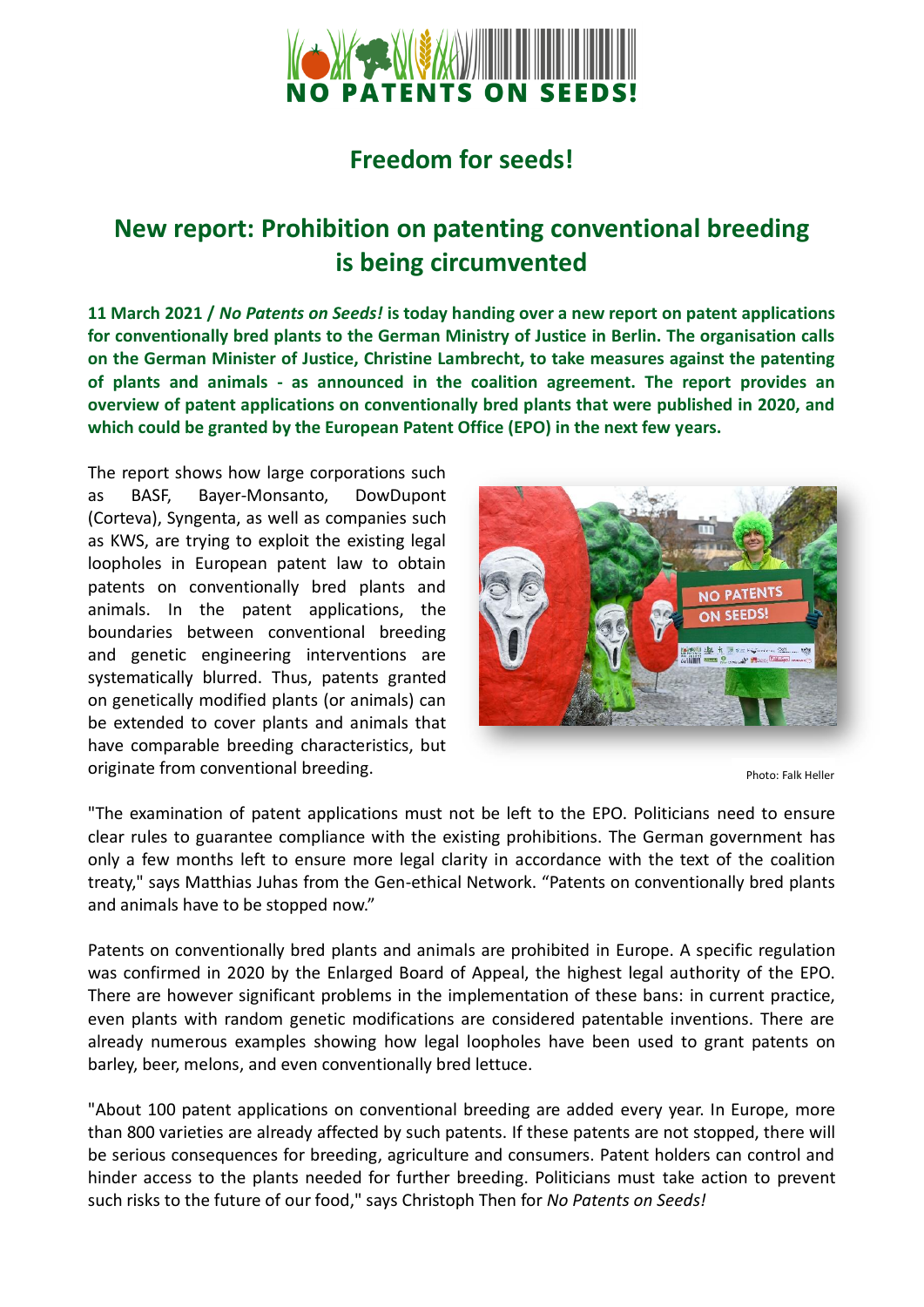NO PATENTS ON SEEDS!

# Freedom for seeds!

# New report: Prohibition on patenting conventional breeding is being circumvented

**11 March 2021 / *No Patents on Seeds!* is today handing over a new report on patent applications for conventionally bred plants to the German Ministry of Justice in Berlin. The organisation calls on the German Minister of Justice, Christine Lambrecht, to take measures against the patenting of plants and animals - as announced in the coalition agreement. The report provides an overview of patent applications on conventionally bred plants that were published in 2020, and which could be granted by the European Patent Office (EPO) in the next few years.**

The report shows how large corporations such as BASF, Bayer-Monsanto, DowDupont (Corteva), Syngenta, as well as companies such as KWS, are trying to exploit the existing legal loopholes in European patent law to obtain patents on conventionally bred plants and animals. In the patent applications, the boundaries between conventional breeding and genetic engineering interventions are systematically blurred. Thus, patents granted on genetically modified plants (or animals) can be extended to cover plants and animals that have comparable breeding characteristics, but originate from conventional breeding.

Photo: Falk Heller

"The examination of patent applications must not be left to the EPO. Politicians need to ensure clear rules to guarantee compliance with the existing prohibitions. The German government has only a few months left to ensure more legal clarity in accordance with the text of the coalition treaty," says Matthias Juhas from the Gen-ethical Network. "Patents on conventionally bred plants and animals have to be stopped now."

Patents on conventionally bred plants and animals are prohibited in Europe. A specific regulation was confirmed in 2020 by the Enlarged Board of Appeal, the highest legal authority of the EPO. There are however significant problems in the implementation of these bans: in current practice, even plants with random genetic modifications are considered patentable inventions. There are already numerous examples showing how legal loopholes have been used to grant patents on barley, beer, melons, and even conventionally bred lettuce.

"About 100 patent applications on conventional breeding are added every year. In Europe, more than 800 varieties are already affected by such patents. If these patents are not stopped, there will be serious consequences for breeding, agriculture and consumers. Patent holders can control and hinder access to the plants needed for further breeding. Politicians must take action to prevent such risks to the future of our food," says Christoph Then for *No Patents on Seeds!*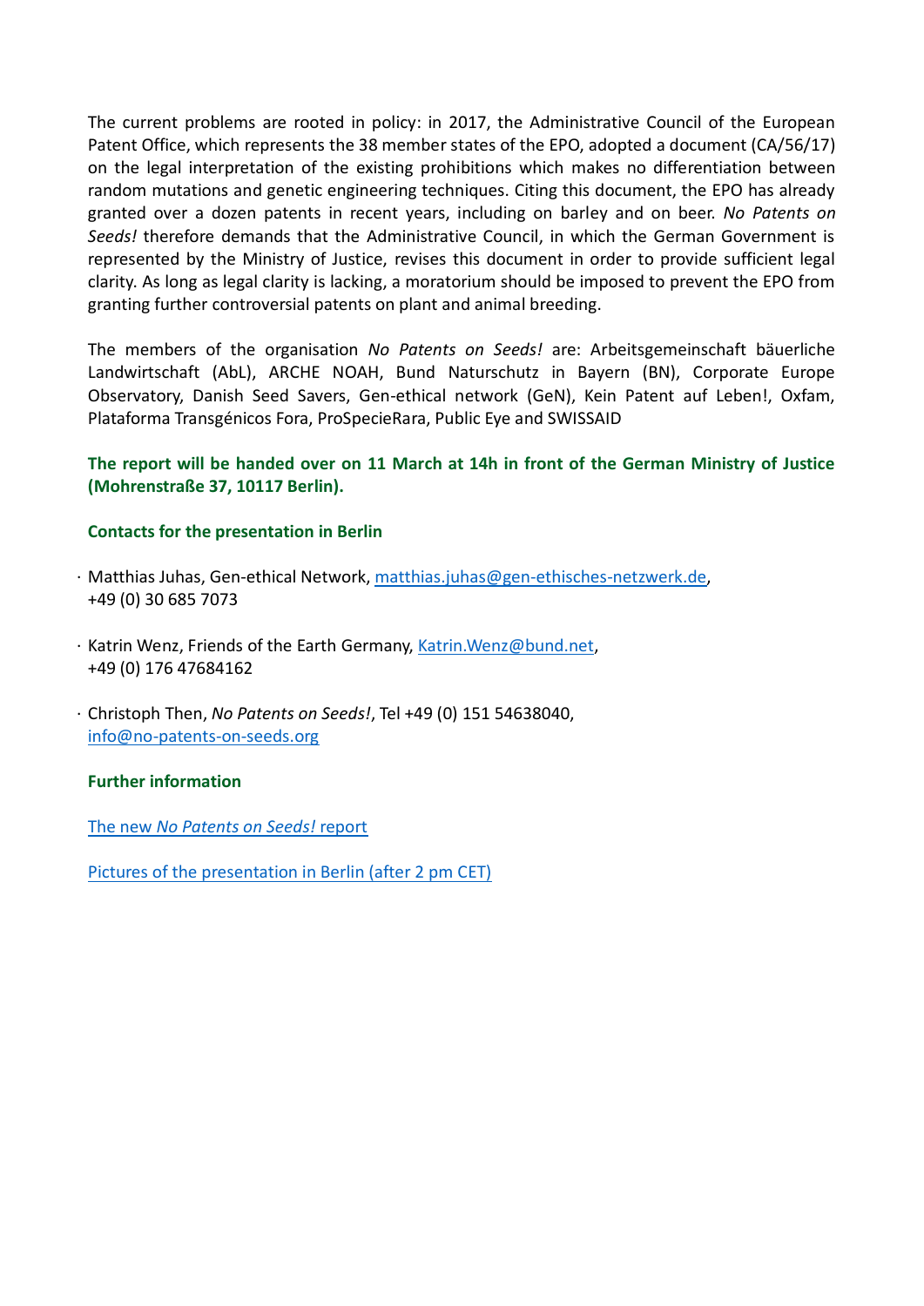The current problems are rooted in policy: in 2017, the Administrative Council of the European Patent Office, which represents the 38 member states of the EPO, adopted a document (CA/56/17) on the legal interpretation of the existing prohibitions which makes no differentiation between random mutations and genetic engineering techniques. Citing this document, the EPO has already granted over a dozen patents in recent years, including on barley and on beer. *No Patents on Seeds!* therefore demands that the Administrative Council, in which the German Government is represented by the Ministry of Justice, revises this document in order to provide sufficient legal clarity. As long as legal clarity is lacking, a moratorium should be imposed to prevent the EPO from granting further controversial patents on plant and animal breeding.

The members of the organisation *No Patents on Seeds!* are: Arbeitsgemeinschaft bäuerliche Landwirtschaft (AbL), ARCHE NOAH, Bund Naturschutz in Bayern (BN), Corporate Europe Observatory, Danish Seed Savers, Gen-ethical network (GeN), Kein Patent auf Leben!, Oxfam, Plataforma Transgénicos Fora, ProSpecieRara, Public Eye and SWISSAID

**The report will be handed over on 11 March at 14h in front of the German Ministry of Justice (Mohrenstraße 37, 10117 Berlin).**

**Contacts for the presentation in Berlin**

- Matthias Juhas, Gen-ethical Network, matthias.juhas@gen-ethisches-netzwerk.de, +49 (0) 30 685 7073
- Katrin Wenz, Friends of the Earth Germany, Katrin.Wenz@bund.net, +49 (0) 176 47684162
- Christoph Then, *No Patents on Seeds!*, Tel +49 (0) 151 54638040, info@no-patents-on-seeds.org

**Further information**

The new *No Patents on Seeds!* report

Pictures of the presentation in Berlin (after 2 pm CET)